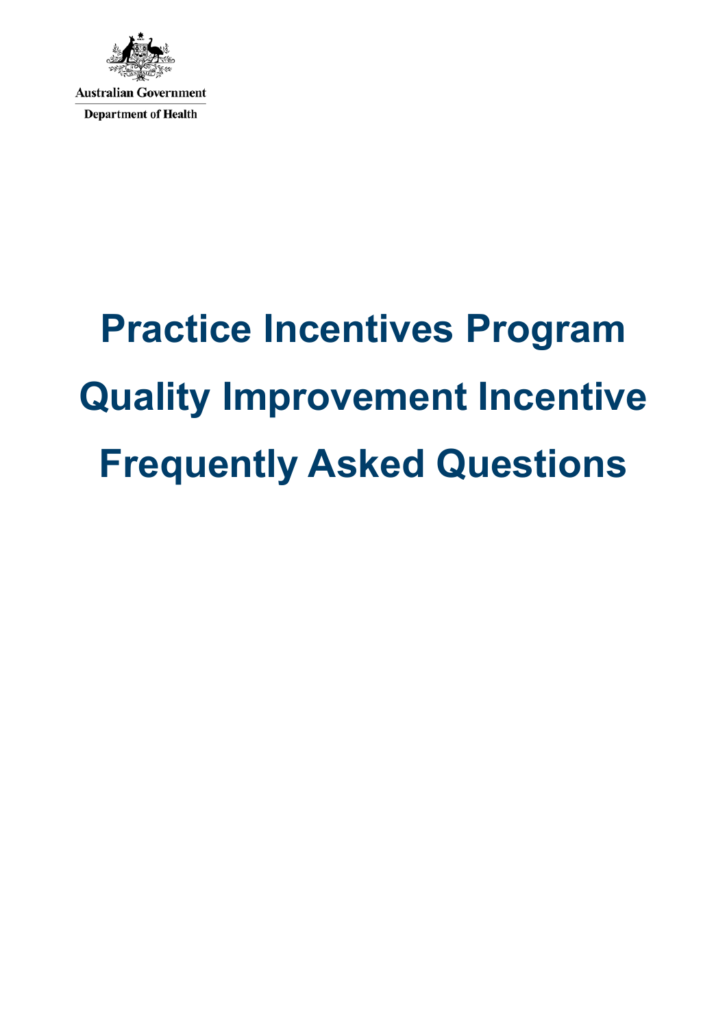Australian Government

Department of Health

# Practice Incentives Program Quality Improvement Incentive Frequently Asked Questions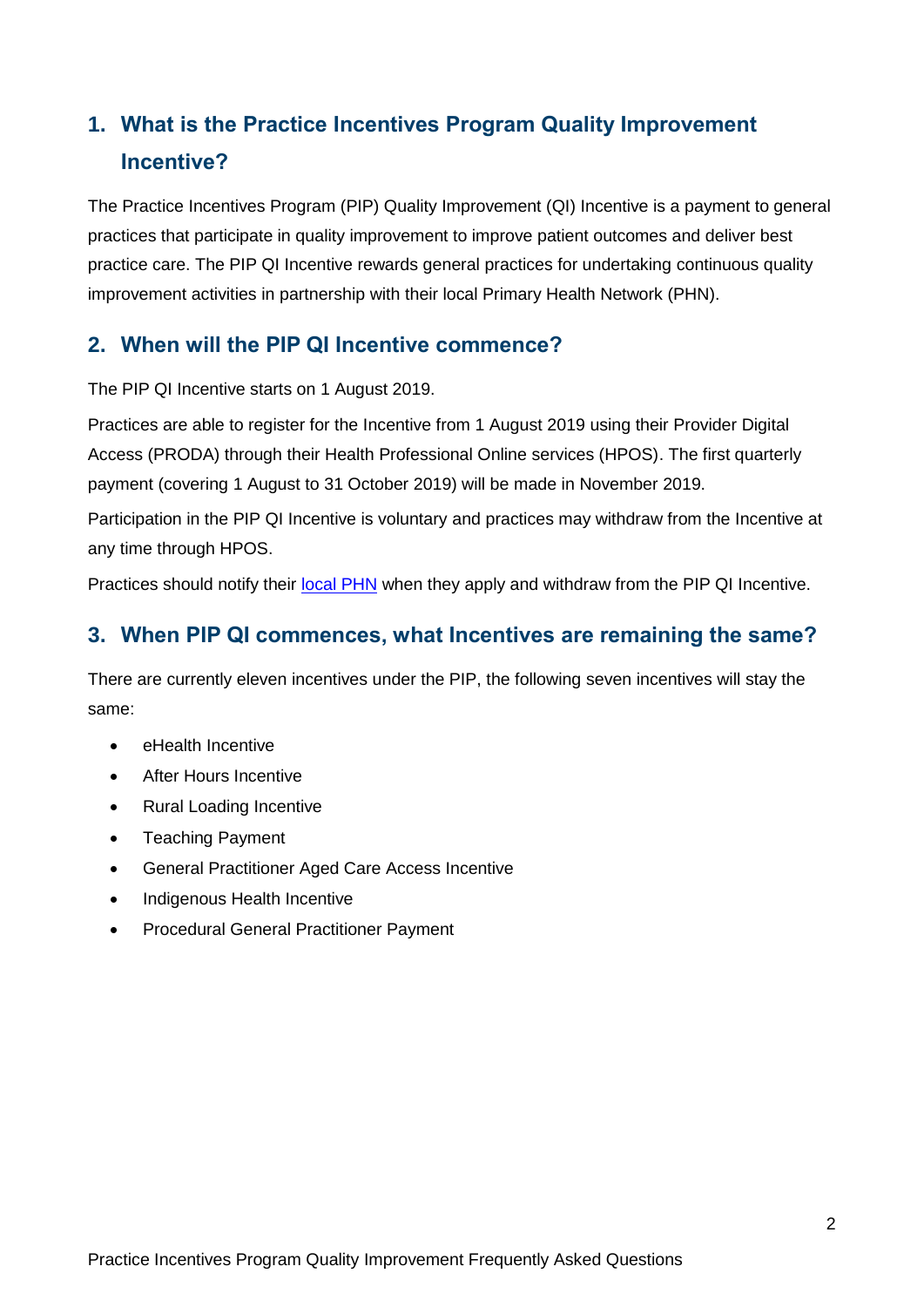## 1. What is the Practice Incentives Program Quality Improvement Incentive?

The Practice Incentives Program (PIP) Quality Improvement (QI) Incentive is a payment to general practices that participate in quality improvement to improve patient outcomes and deliver best practice care. The PIP QI Incentive rewards general practices for undertaking continuous quality improvement activities in partnership with their local Primary Health Network (PHN).

## 2. When will the PIP QI Incentive commence?

The PIP QI Incentive starts on 1 August 2019.

Practices are able to register for the Incentive from 1 August 2019 using their Provider Digital Access (PRODA) through their Health Professional Online services (HPOS). The first quarterly payment (covering 1 August to 31 October 2019) will be made in November 2019.

Participation in the PIP QI Incentive is voluntary and practices may withdraw from the Incentive at any time through HPOS.

Practices should notify their local PHN when they apply and withdraw from the PIP QI Incentive.

## 3. When PIP QI commences, what Incentives are remaining the same?

There are currently eleven incentives under the PIP, the following seven incentives will stay the same:

- eHealth Incentive
- After Hours Incentive
- Rural Loading Incentive
- Teaching Payment
- General Practitioner Aged Care Access Incentive
- Indigenous Health Incentive
- Procedural General Practitioner Payment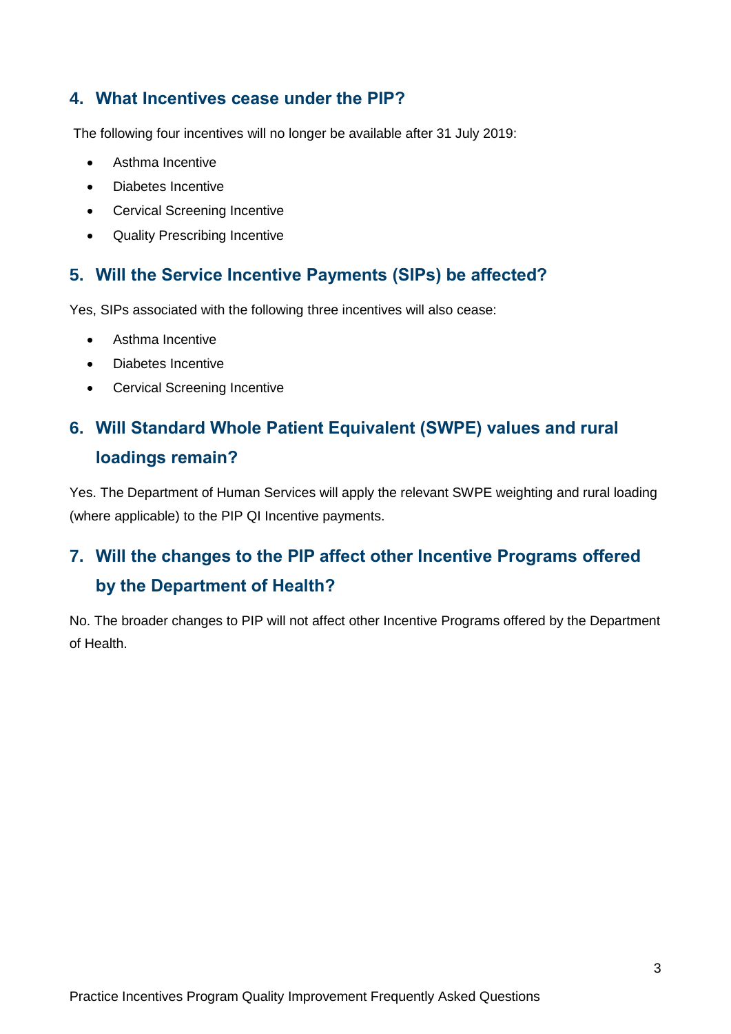## 4. What Incentives cease under the PIP?

The following four incentives will no longer be available after 31 July 2019:

- Asthma Incentive
- Diabetes Incentive
- Cervical Screening Incentive
- Quality Prescribing Incentive

## 5. Will the Service Incentive Payments (SIPs) be affected?

Yes, SIPs associated with the following three incentives will also cease:

- Asthma Incentive
- Diabetes Incentive
- Cervical Screening Incentive

## 6. Will Standard Whole Patient Equivalent (SWPE) values and rural loadings remain?

Yes. The Department of Human Services will apply the relevant SWPE weighting and rural loading (where applicable) to the PIP QI Incentive payments.

## 7. Will the changes to the PIP affect other Incentive Programs offered by the Department of Health?

No. The broader changes to PIP will not affect other Incentive Programs offered by the Department of Health.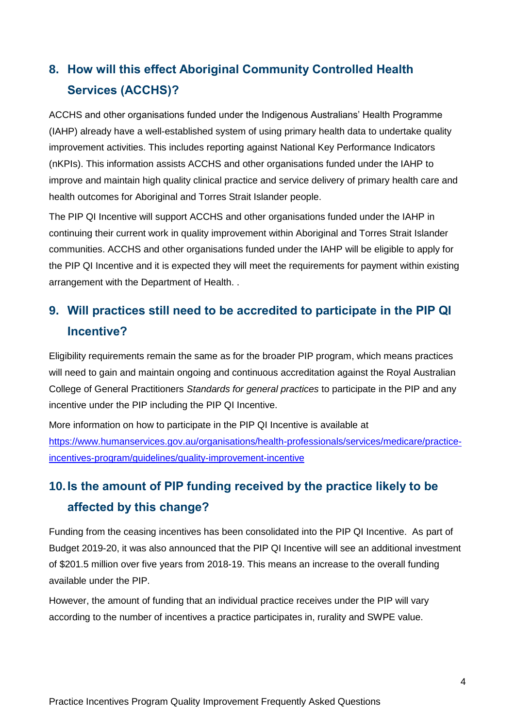## 8. How will this effect Aboriginal Community Controlled Health Services (ACCHS)?

ACCHS and other organisations funded under the Indigenous Australians' Health Programme (IAHP) already have a well-established system of using primary health data to undertake quality improvement activities. This includes reporting against National Key Performance Indicators (nKPIs). This information assists ACCHS and other organisations funded under the IAHP to improve and maintain high quality clinical practice and service delivery of primary health care and health outcomes for Aboriginal and Torres Strait Islander people.

The PIP QI Incentive will support ACCHS and other organisations funded under the IAHP in continuing their current work in quality improvement within Aboriginal and Torres Strait Islander communities. ACCHS and other organisations funded under the IAHP will be eligible to apply for the PIP QI Incentive and it is expected they will meet the requirements for payment within existing arrangement with the Department of Health. .

## 9. Will practices still need to be accredited to participate in the PIP QI Incentive?

Eligibility requirements remain the same as for the broader PIP program, which means practices will need to gain and maintain ongoing and continuous accreditation against the Royal Australian College of General Practitioners *Standards for general practices* to participate in the PIP and any incentive under the PIP including the PIP QI Incentive.

More information on how to participate in the PIP QI Incentive is available at [https://www.humanservices.gov.au/organisations/health-professionals/services/medicare/practice-incentives-program/guidelines/quality-improvement-incentive](https://www.humanservices.gov.au/organisations/health-professionals/services/medicare/practice-incentives-program/guidelines/quality-improvement-incentive)

## 10. Is the amount of PIP funding received by the practice likely to be affected by this change?

Funding from the ceasing incentives has been consolidated into the PIP QI Incentive. As part of Budget 2019-20, it was also announced that the PIP QI Incentive will see an additional investment of $201.5 million over five years from 2018-19. This means an increase to the overall funding available under the PIP.

However, the amount of funding that an individual practice receives under the PIP will vary according to the number of incentives a practice participates in, rurality and SWPE value.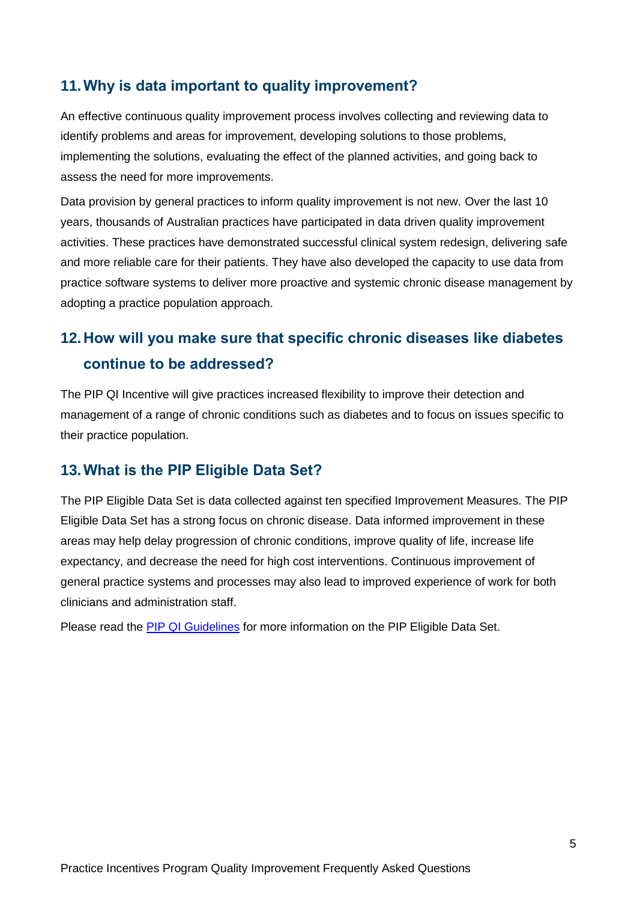## 11. Why is data important to quality improvement?

An effective continuous quality improvement process involves collecting and reviewing data to identify problems and areas for improvement, developing solutions to those problems, implementing the solutions, evaluating the effect of the planned activities, and going back to assess the need for more improvements.

Data provision by general practices to inform quality improvement is not new. Over the last 10 years, thousands of Australian practices have participated in data driven quality improvement activities. These practices have demonstrated successful clinical system redesign, delivering safe and more reliable care for their patients. They have also developed the capacity to use data from practice software systems to deliver more proactive and systemic chronic disease management by adopting a practice population approach.

## 12. How will you make sure that specific chronic diseases like diabetes continue to be addressed?

The PIP QI Incentive will give practices increased flexibility to improve their detection and management of a range of chronic conditions such as diabetes and to focus on issues specific to their practice population.

## 13. What is the PIP Eligible Data Set?

The PIP Eligible Data Set is data collected against ten specified Improvement Measures. The PIP Eligible Data Set has a strong focus on chronic disease. Data informed improvement in these areas may help delay progression of chronic conditions, improve quality of life, increase life expectancy, and decrease the need for high cost interventions. Continuous improvement of general practice systems and processes may also lead to improved experience of work for both clinicians and administration staff.

Please read the PIP QI Guidelines for more information on the PIP Eligible Data Set.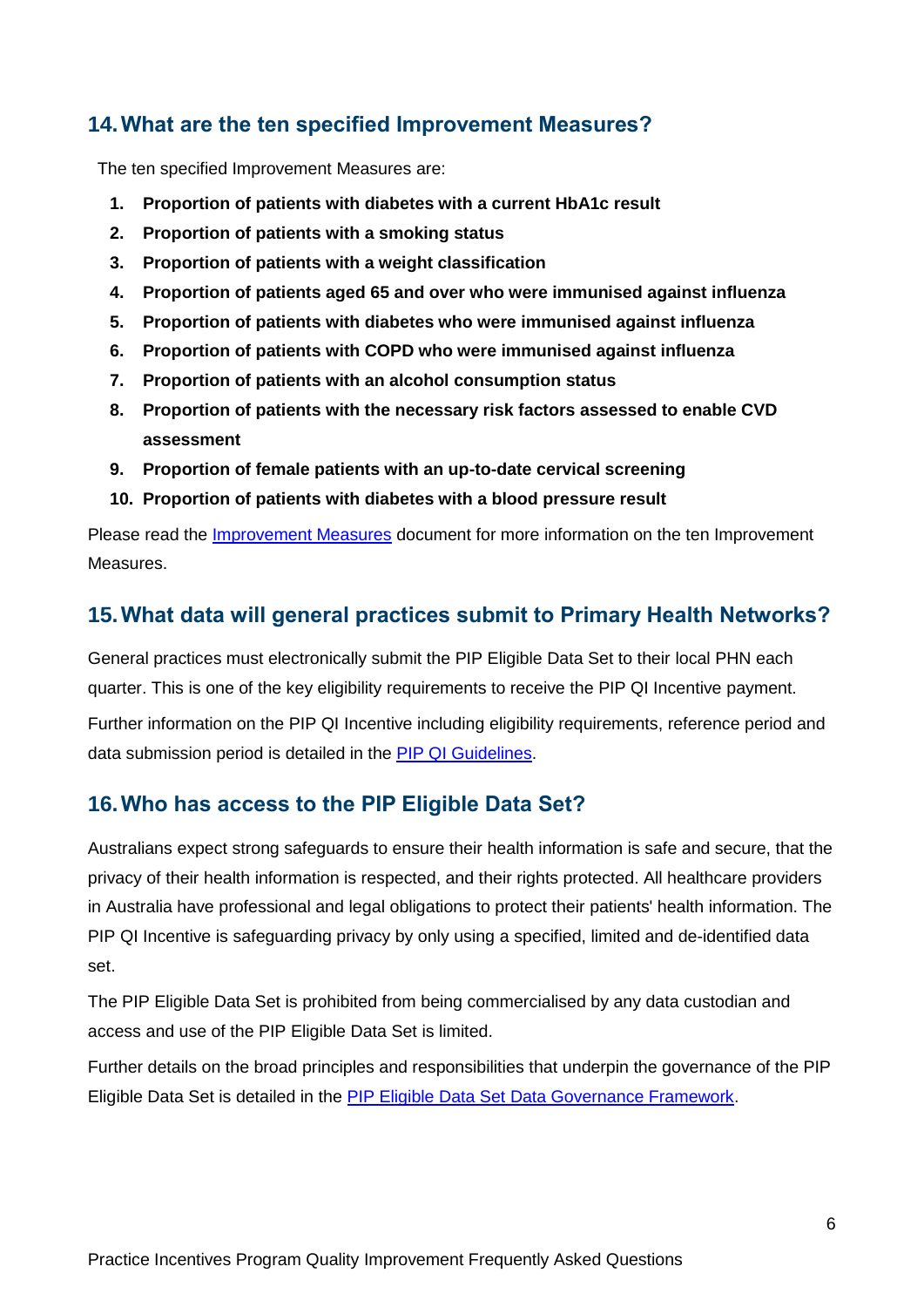## 14. What are the ten specified Improvement Measures?

The ten specified Improvement Measures are:

1. **Proportion of patients with diabetes with a current HbA1c result**
2. **Proportion of patients with a smoking status**
3. **Proportion of patients with a weight classification**
4. **Proportion of patients aged 65 and over who were immunised against influenza**
5. **Proportion of patients with diabetes who were immunised against influenza**
6. **Proportion of patients with COPD who were immunised against influenza**
7. **Proportion of patients with an alcohol consumption status**
8. **Proportion of patients with the necessary risk factors assessed to enable CVD assessment**
9. **Proportion of female patients with an up-to-date cervical screening**
10. **Proportion of patients with diabetes with a blood pressure result**

Please read the Improvement Measures document for more information on the ten Improvement Measures.

## 15. What data will general practices submit to Primary Health Networks?

General practices must electronically submit the PIP Eligible Data Set to their local PHN each quarter. This is one of the key eligibility requirements to receive the PIP QI Incentive payment.

Further information on the PIP QI Incentive including eligibility requirements, reference period and data submission period is detailed in the PIP QI Guidelines.

## 16. Who has access to the PIP Eligible Data Set?

Australians expect strong safeguards to ensure their health information is safe and secure, that the privacy of their health information is respected, and their rights protected. All healthcare providers in Australia have professional and legal obligations to protect their patients' health information. The PIP QI Incentive is safeguarding privacy by only using a specified, limited and de-identified data set.

The PIP Eligible Data Set is prohibited from being commercialised by any data custodian and access and use of the PIP Eligible Data Set is limited.

Further details on the broad principles and responsibilities that underpin the governance of the PIP Eligible Data Set is detailed in the PIP Eligible Data Set Data Governance Framework.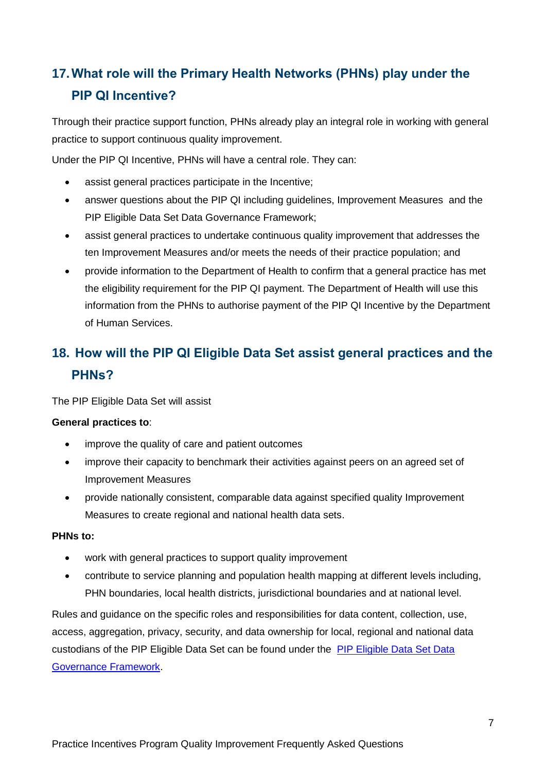## 17. What role will the Primary Health Networks (PHNs) play under the PIP QI Incentive?

Through their practice support function, PHNs already play an integral role in working with general practice to support continuous quality improvement.

Under the PIP QI Incentive, PHNs will have a central role. They can:

- assist general practices participate in the Incentive;
- answer questions about the PIP QI including guidelines, Improvement Measures and the PIP Eligible Data Set Data Governance Framework;
- assist general practices to undertake continuous quality improvement that addresses the ten Improvement Measures and/or meets the needs of their practice population; and
- provide information to the Department of Health to confirm that a general practice has met the eligibility requirement for the PIP QI payment. The Department of Health will use this information from the PHNs to authorise payment of the PIP QI Incentive by the Department of Human Services.

## 18. How will the PIP QI Eligible Data Set assist general practices and the PHNs?

The PIP Eligible Data Set will assist

**General practices to**:

- improve the quality of care and patient outcomes
- improve their capacity to benchmark their activities against peers on an agreed set of Improvement Measures
- provide nationally consistent, comparable data against specified quality Improvement Measures to create regional and national health data sets.

**PHNs to:**

- work with general practices to support quality improvement
- contribute to service planning and population health mapping at different levels including, PHN boundaries, local health districts, jurisdictional boundaries and at national level.

Rules and guidance on the specific roles and responsibilities for data content, collection, use, access, aggregation, privacy, security, and data ownership for local, regional and national data custodians of the PIP Eligible Data Set can be found under the PIP Eligible Data Set Data Governance Framework.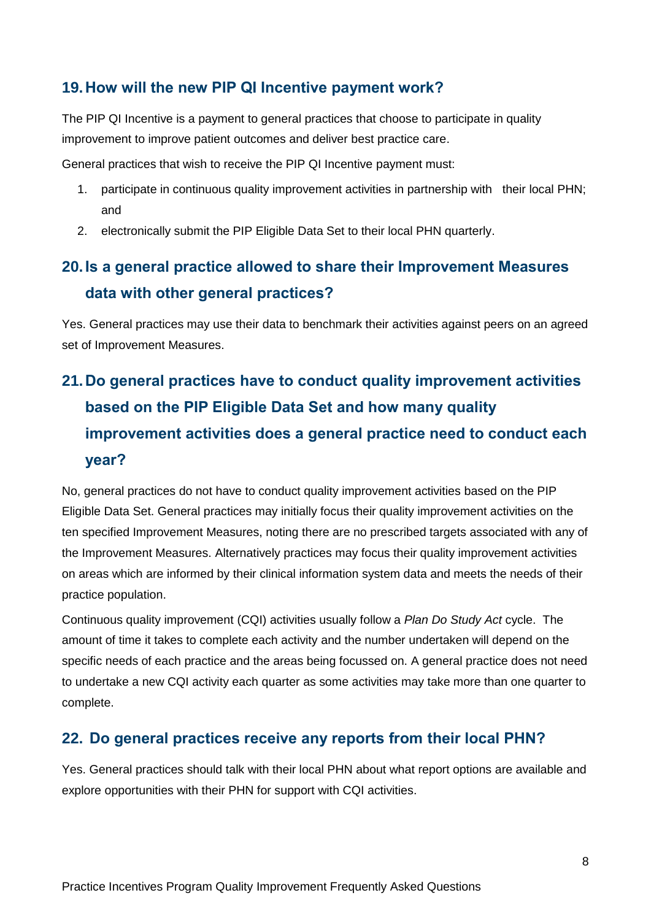## 19. How will the new PIP QI Incentive payment work?

The PIP QI Incentive is a payment to general practices that choose to participate in quality improvement to improve patient outcomes and deliver best practice care.

General practices that wish to receive the PIP QI Incentive payment must:

1. participate in continuous quality improvement activities in partnership with their local PHN; and
2. electronically submit the PIP Eligible Data Set to their local PHN quarterly.

## 20. Is a general practice allowed to share their Improvement Measures data with other general practices?

Yes. General practices may use their data to benchmark their activities against peers on an agreed set of Improvement Measures.

## 21. Do general practices have to conduct quality improvement activities based on the PIP Eligible Data Set and how many quality improvement activities does a general practice need to conduct each year?

No, general practices do not have to conduct quality improvement activities based on the PIP Eligible Data Set. General practices may initially focus their quality improvement activities on the ten specified Improvement Measures, noting there are no prescribed targets associated with any of the Improvement Measures. Alternatively practices may focus their quality improvement activities on areas which are informed by their clinical information system data and meets the needs of their practice population.

Continuous quality improvement (CQI) activities usually follow a *Plan Do Study Act* cycle. The amount of time it takes to complete each activity and the number undertaken will depend on the specific needs of each practice and the areas being focussed on. A general practice does not need to undertake a new CQI activity each quarter as some activities may take more than one quarter to complete.

## 22. Do general practices receive any reports from their local PHN?

Yes. General practices should talk with their local PHN about what report options are available and explore opportunities with their PHN for support with CQI activities.